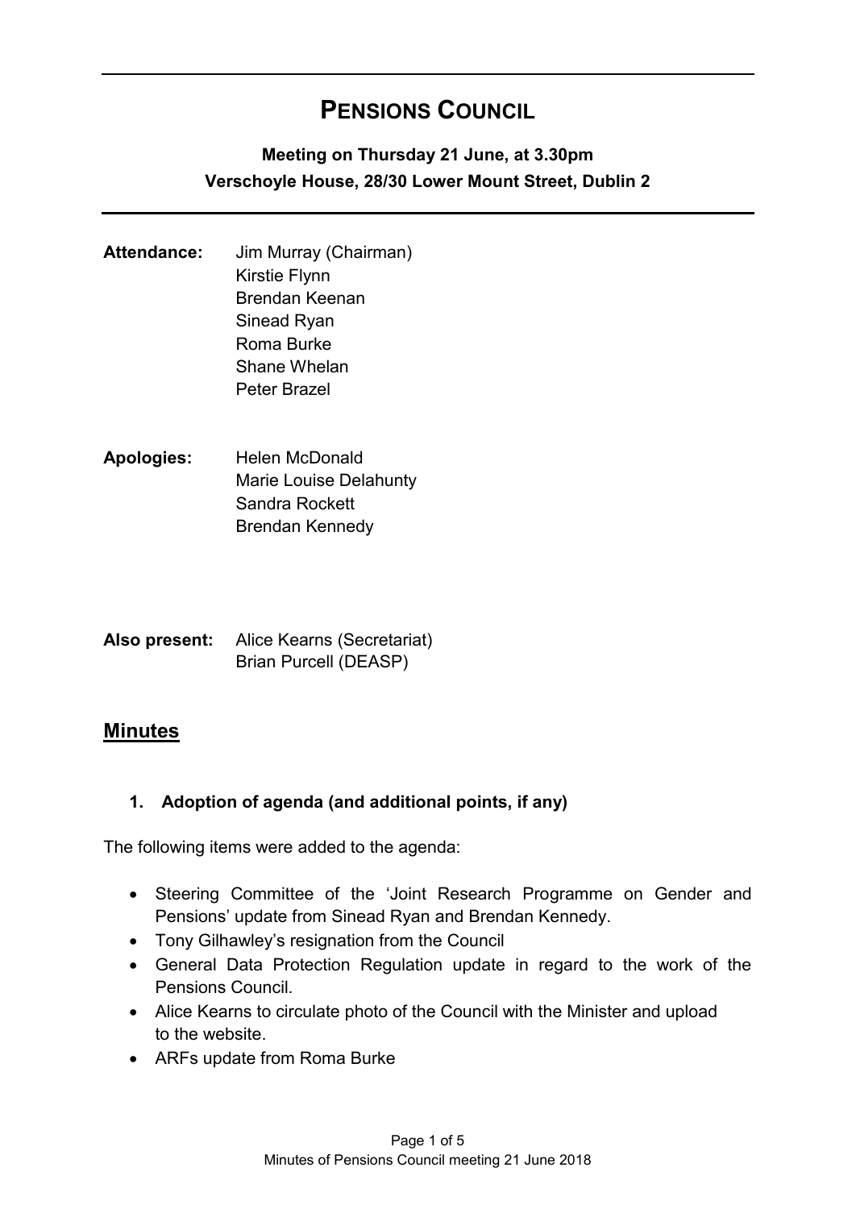# PENSIONS COUNCIL

**Meeting on Thursday 21 June, at 3.30pm**
**Verschoyle House, 28/30 Lower Mount Street, Dublin 2**

**Attendance:** Jim Murray (Chairman)
Kirstie Flynn
Brendan Keenan
Sinead Ryan
Roma Burke
Shane Whelan
Peter Brazel

**Apologies:** Helen McDonald
Marie Louise Delahunty
Sandra Rockett
Brendan Kennedy

**Also present:** Alice Kearns (Secretariat)
Brian Purcell (DEASP)

## Minutes

### 1. Adoption of agenda (and additional points, if any)

The following items were added to the agenda:

- Steering Committee of the 'Joint Research Programme on Gender and Pensions' update from Sinead Ryan and Brendan Kennedy.
- Tony Gilhawley's resignation from the Council
- General Data Protection Regulation update in regard to the work of the Pensions Council.
- Alice Kearns to circulate photo of the Council with the Minister and upload to the website.
- ARFs update from Roma Burke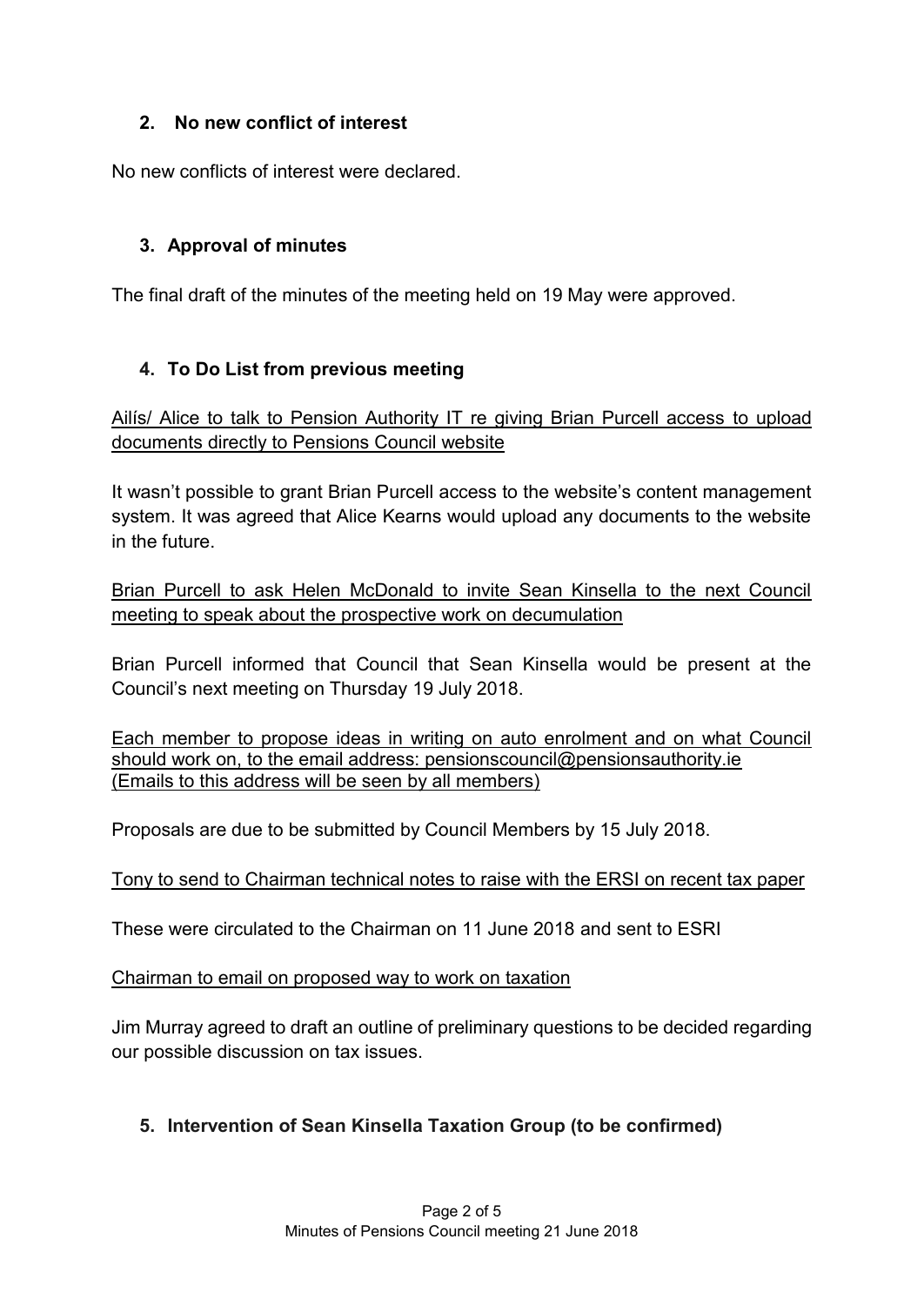## 2. No new conflict of interest

No new conflicts of interest were declared.

## 3. Approval of minutes

The final draft of the minutes of the meeting held on 19 May were approved.

## 4. To Do List from previous meeting

<u>Ailís/ Alice to talk to Pension Authority IT re giving Brian Purcell access to upload documents directly to Pensions Council website</u>

It wasn't possible to grant Brian Purcell access to the website's content management system. It was agreed that Alice Kearns would upload any documents to the website in the future.

<u>Brian Purcell to ask Helen McDonald to invite Sean Kinsella to the next Council meeting to speak about the prospective work on decumulation</u>

Brian Purcell informed that Council that Sean Kinsella would be present at the Council's next meeting on Thursday 19 July 2018.

<u>Each member to propose ideas in writing on auto enrolment and on what Council should work on, to the email address: pensionscouncil@pensionsauthority.ie (Emails to this address will be seen by all members)</u>

Proposals are due to be submitted by Council Members by 15 July 2018.

<u>Tony to send to Chairman technical notes to raise with the ERSI on recent tax paper</u>

These were circulated to the Chairman on 11 June 2018 and sent to ESRI

<u>Chairman to email on proposed way to work on taxation</u>

Jim Murray agreed to draft an outline of preliminary questions to be decided regarding our possible discussion on tax issues.

## 5. Intervention of Sean Kinsella Taxation Group (to be confirmed)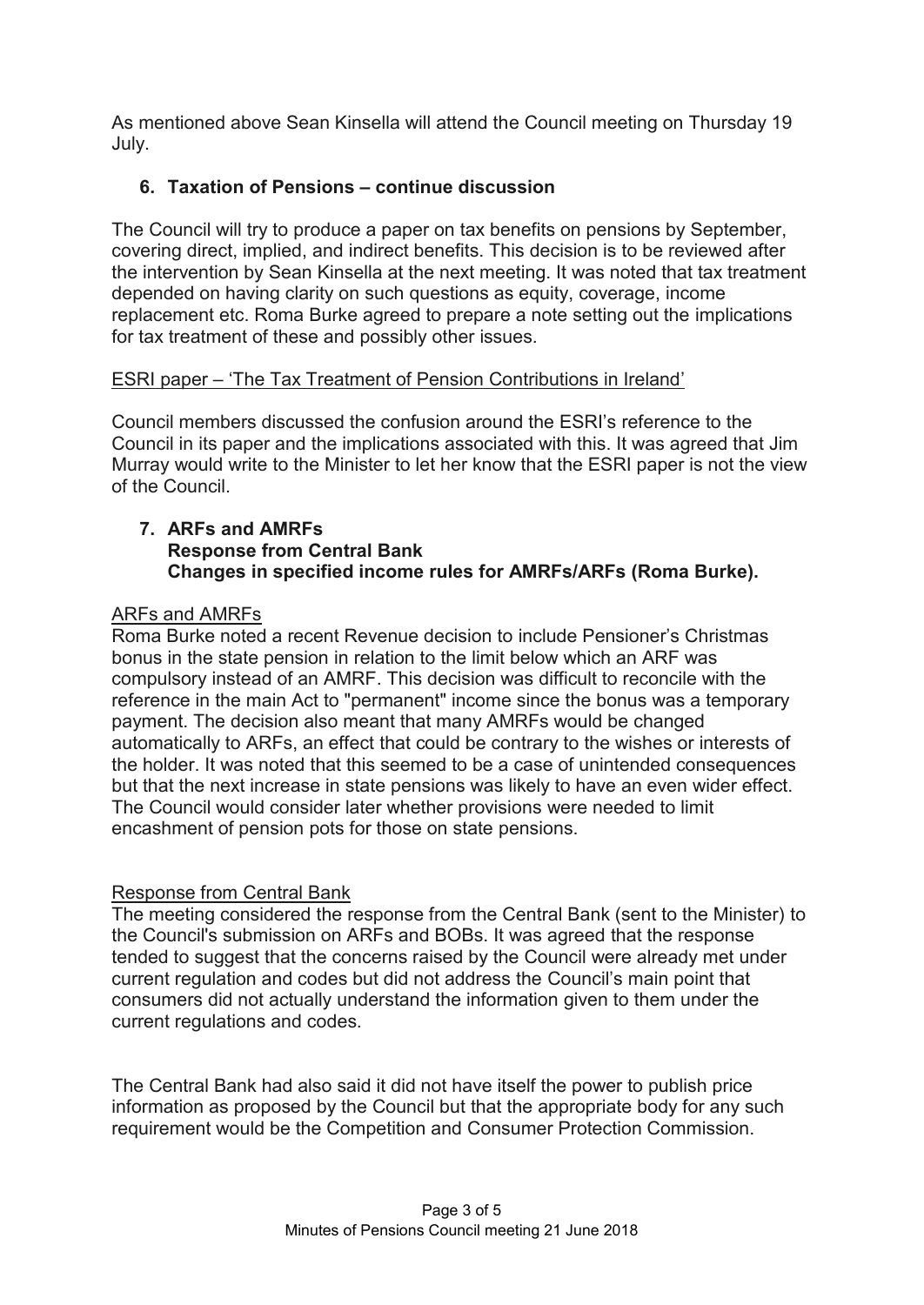As mentioned above Sean Kinsella will attend the Council meeting on Thursday 19 July.

## 6. Taxation of Pensions – continue discussion

The Council will try to produce a paper on tax benefits on pensions by September, covering direct, implied, and indirect benefits. This decision is to be reviewed after the intervention by Sean Kinsella at the next meeting. It was noted that tax treatment depended on having clarity on such questions as equity, coverage, income replacement etc. Roma Burke agreed to prepare a note setting out the implications for tax treatment of these and possibly other issues.

ESRI paper – 'The Tax Treatment of Pension Contributions in Ireland'

Council members discussed the confusion around the ESRI's reference to the Council in its paper and the implications associated with this. It was agreed that Jim Murray would write to the Minister to let her know that the ESRI paper is not the view of the Council.

## 7. ARFs and AMRFs
**Response from Central Bank**
**Changes in specified income rules for AMRFs/ARFs (Roma Burke).**

ARFs and AMRFs

Roma Burke noted a recent Revenue decision to include Pensioner's Christmas bonus in the state pension in relation to the limit below which an ARF was compulsory instead of an AMRF. This decision was difficult to reconcile with the reference in the main Act to "permanent" income since the bonus was a temporary payment. The decision also meant that many AMRFs would be changed automatically to ARFs, an effect that could be contrary to the wishes or interests of the holder. It was noted that this seemed to be a case of unintended consequences but that the next increase in state pensions was likely to have an even wider effect. The Council would consider later whether provisions were needed to limit encashment of pension pots for those on state pensions.

Response from Central Bank

The meeting considered the response from the Central Bank (sent to the Minister) to the Council's submission on ARFs and BOBs. It was agreed that the response tended to suggest that the concerns raised by the Council were already met under current regulation and codes but did not address the Council's main point that consumers did not actually understand the information given to them under the current regulations and codes.

The Central Bank had also said it did not have itself the power to publish price information as proposed by the Council but that the appropriate body for any such requirement would be the Competition and Consumer Protection Commission.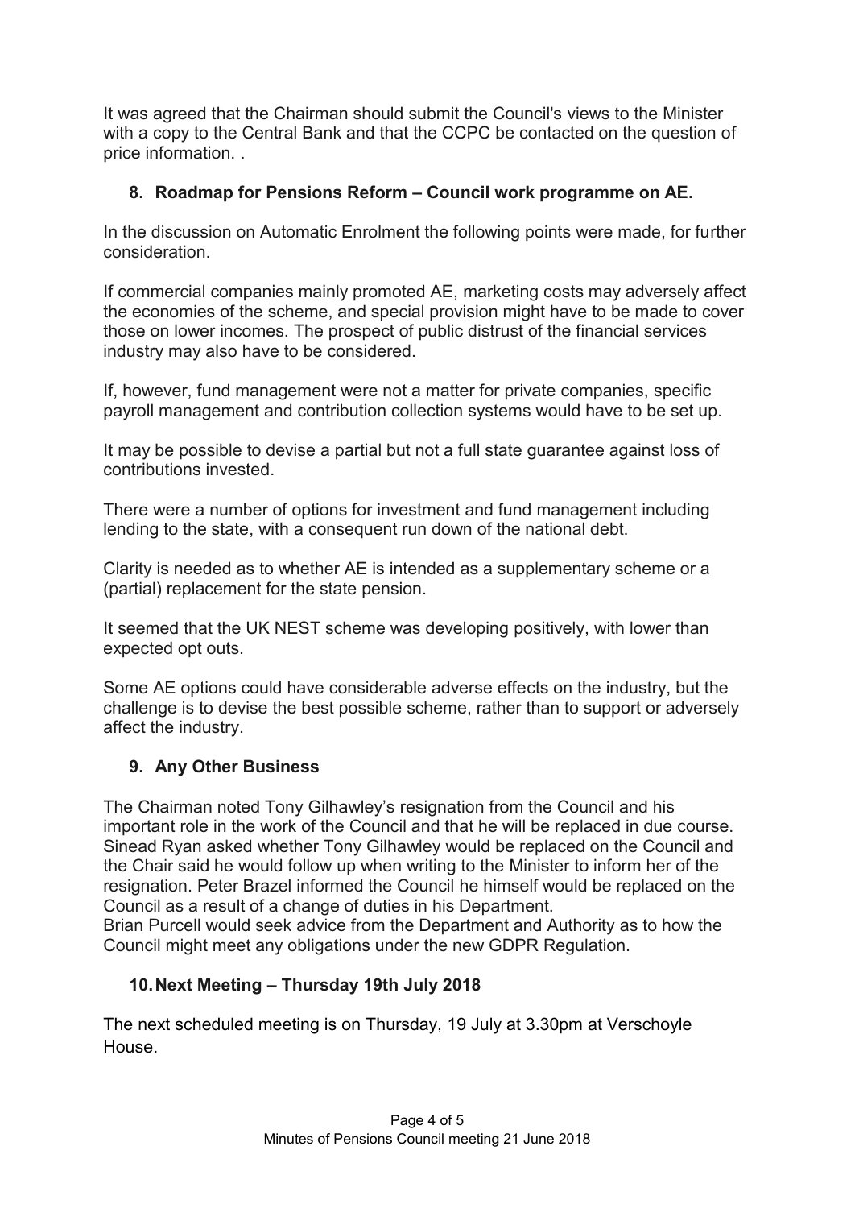It was agreed that the Chairman should submit the Council's views to the Minister with a copy to the Central Bank and that the CCPC be contacted on the question of price information. .

## 8. Roadmap for Pensions Reform – Council work programme on AE.

In the discussion on Automatic Enrolment the following points were made, for further consideration.

If commercial companies mainly promoted AE, marketing costs may adversely affect the economies of the scheme, and special provision might have to be made to cover those on lower incomes. The prospect of public distrust of the financial services industry may also have to be considered.

If, however, fund management were not a matter for private companies, specific payroll management and contribution collection systems would have to be set up.

It may be possible to devise a partial but not a full state guarantee against loss of contributions invested.

There were a number of options for investment and fund management including lending to the state, with a consequent run down of the national debt.

Clarity is needed as to whether AE is intended as a supplementary scheme or a (partial) replacement for the state pension.

It seemed that the UK NEST scheme was developing positively, with lower than expected opt outs.

Some AE options could have considerable adverse effects on the industry, but the challenge is to devise the best possible scheme, rather than to support or adversely affect the industry.

## 9. Any Other Business

The Chairman noted Tony Gilhawley's resignation from the Council and his important role in the work of the Council and that he will be replaced in due course. Sinead Ryan asked whether Tony Gilhawley would be replaced on the Council and the Chair said he would follow up when writing to the Minister to inform her of the resignation. Peter Brazel informed the Council he himself would be replaced on the Council as a result of a change of duties in his Department.
Brian Purcell would seek advice from the Department and Authority as to how the Council might meet any obligations under the new GDPR Regulation.

## 10. Next Meeting – Thursday 19th July 2018

The next scheduled meeting is on Thursday, 19 July at 3.30pm at Verschoyle House.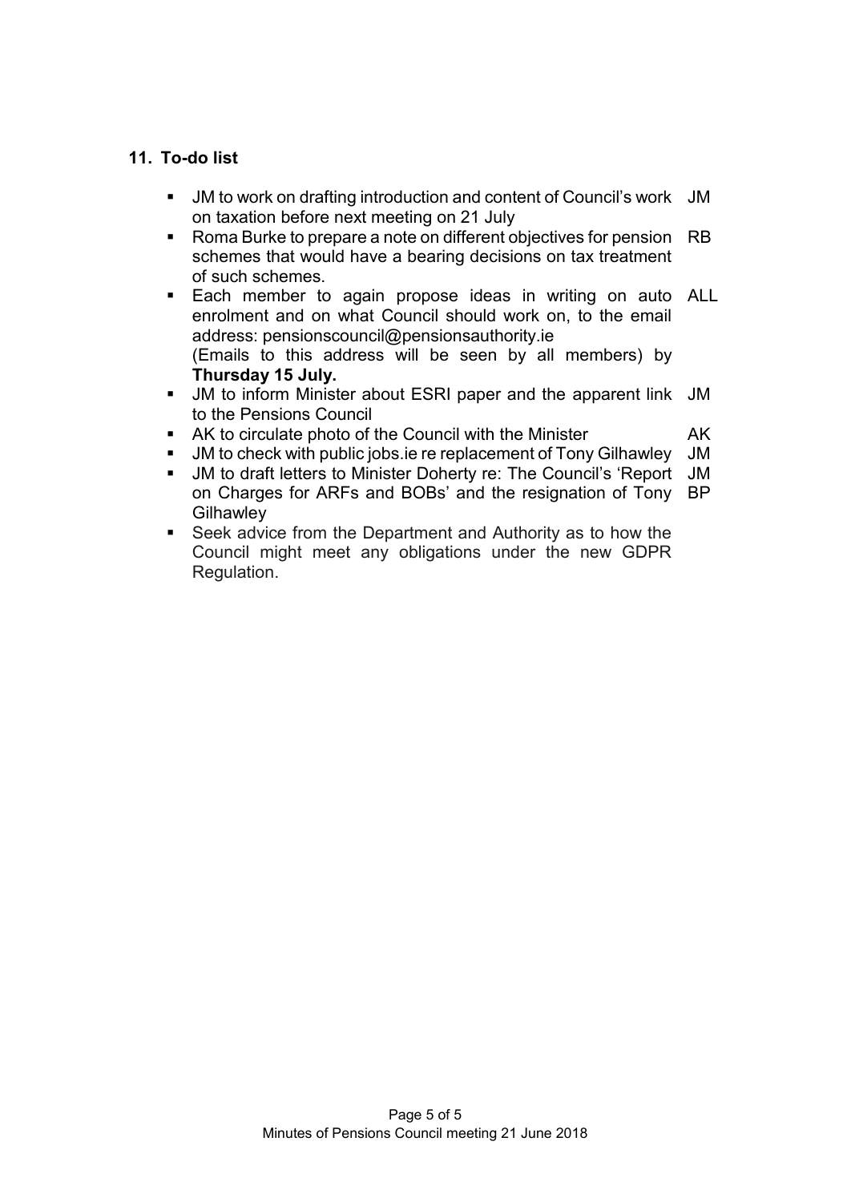## 11. To-do list

| | |
|---|---|
| JM to work on drafting introduction and content of Council's work on taxation before next meeting on 21 July | JM |
| Roma Burke to prepare a note on different objectives for pension schemes that would have a bearing decisions on tax treatment of such schemes. | RB |
| Each member to again propose ideas in writing on auto enrolment and on what Council should work on, to the email address: pensionscouncil@pensionsauthority.ie (Emails to this address will be seen by all members) by **Thursday 15 July.** | ALL |
| JM to inform Minister about ESRI paper and the apparent link to the Pensions Council | JM |
| AK to circulate photo of the Council with the Minister | AK |
| JM to check with public jobs.ie re replacement of Tony Gilhawley | JM |
| JM to draft letters to Minister Doherty re: The Council's 'Report on Charges for ARFs and BOBs' and the resignation of Tony Gilhawley | JM BP |
| Seek advice from the Department and Authority as to how the Council might meet any obligations under the new GDPR Regulation. | |